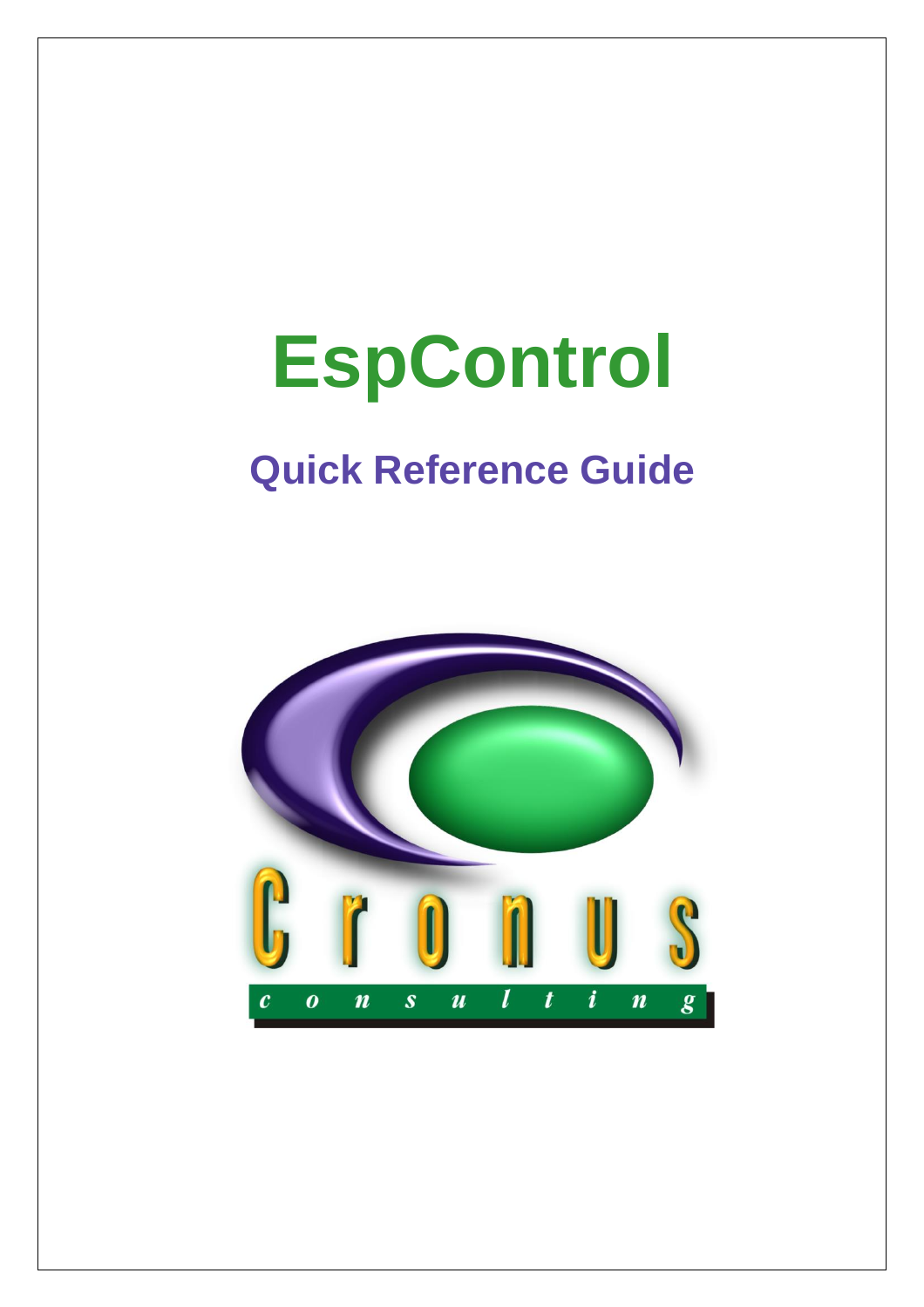# EspControl

## Quick Reference Guide

Cronus

consulting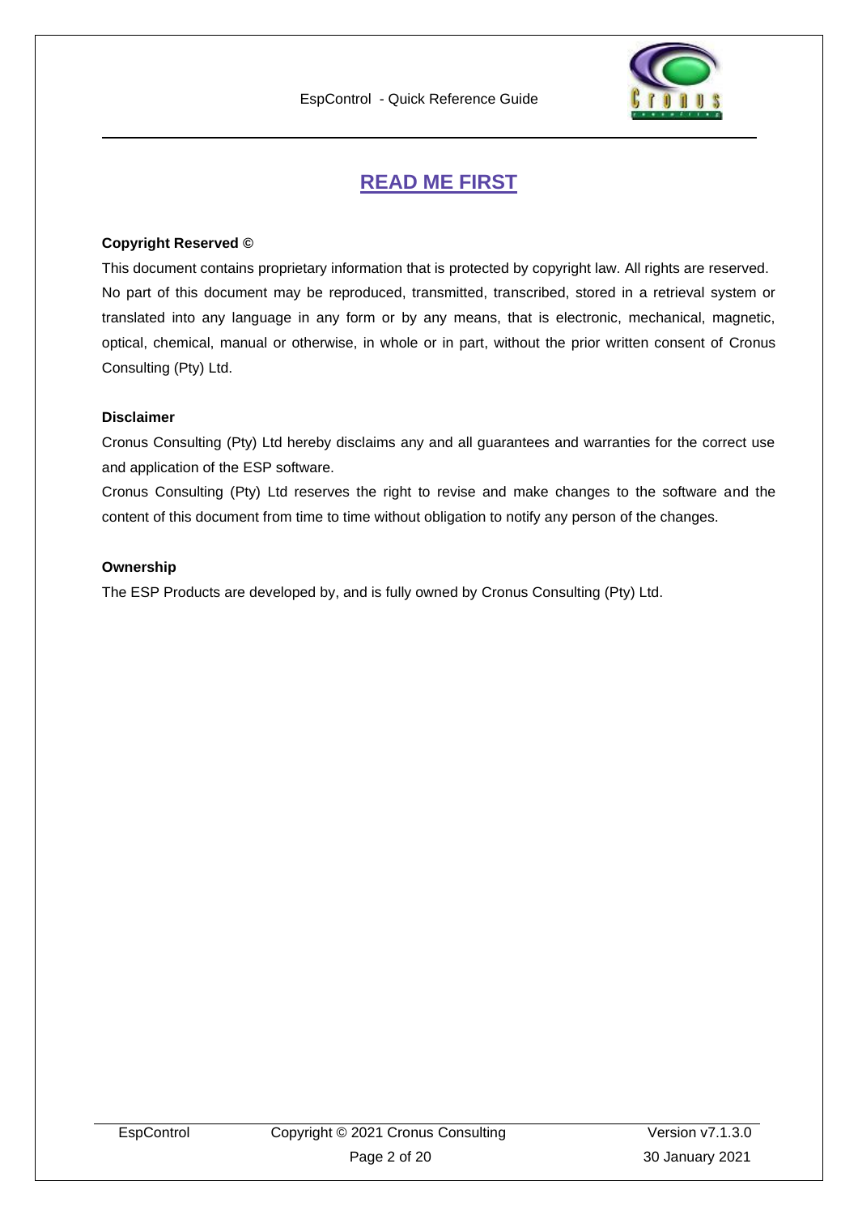# READ ME FIRST

**Copyright Reserved ©**

This document contains proprietary information that is protected by copyright law. All rights are reserved. No part of this document may be reproduced, transmitted, transcribed, stored in a retrieval system or translated into any language in any form or by any means, that is electronic, mechanical, magnetic, optical, chemical, manual or otherwise, in whole or in part, without the prior written consent of Cronus Consulting (Pty) Ltd.

**Disclaimer**

Cronus Consulting (Pty) Ltd hereby disclaims any and all guarantees and warranties for the correct use and application of the ESP software.

Cronus Consulting (Pty) Ltd reserves the right to revise and make changes to the software and the content of this document from time to time without obligation to notify any person of the changes.

**Ownership**

The ESP Products are developed by, and is fully owned by Cronus Consulting (Pty) Ltd.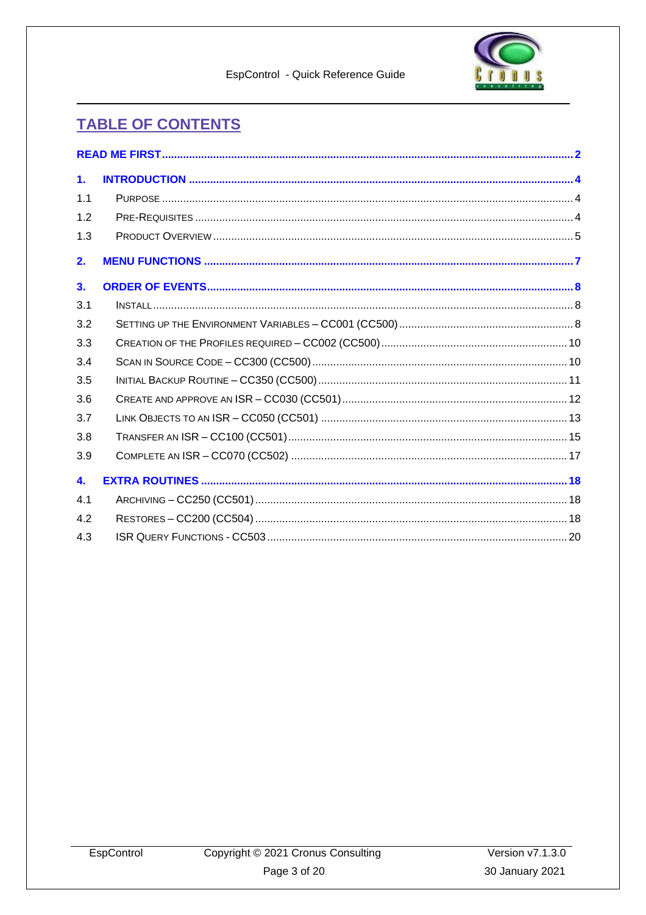## TABLE OF CONTENTS

**READ ME FIRST** .......... **2**

**1. INTRODUCTION** .......... **4**

1.1 PURPOSE .......... 4

1.2 PRE-REQUISITES .......... 4

1.3 PRODUCT OVERVIEW .......... 5

**2. MENU FUNCTIONS** .......... **7**

**3. ORDER OF EVENTS** .......... **8**

3.1 INSTALL .......... 8

3.2 SETTING UP THE ENVIRONMENT VARIABLES – CC001 (CC500) .......... 8

3.3 CREATION OF THE PROFILES REQUIRED – CC002 (CC500) .......... 10

3.4 SCAN IN SOURCE CODE – CC300 (CC500) .......... 10

3.5 INITIAL BACKUP ROUTINE – CC350 (CC500) .......... 11

3.6 CREATE AND APPROVE AN ISR – CC030 (CC501) .......... 12

3.7 LINK OBJECTS TO AN ISR – CC050 (CC501) .......... 13

3.8 TRANSFER AN ISR – CC100 (CC501) .......... 15

3.9 COMPLETE AN ISR – CC070 (CC502) .......... 17

**4. EXTRA ROUTINES** .......... **18**

4.1 ARCHIVING – CC250 (CC501) .......... 18

4.2 RESTORES – CC200 (CC504) .......... 18

4.3 ISR QUERY FUNCTIONS - CC503 .......... 20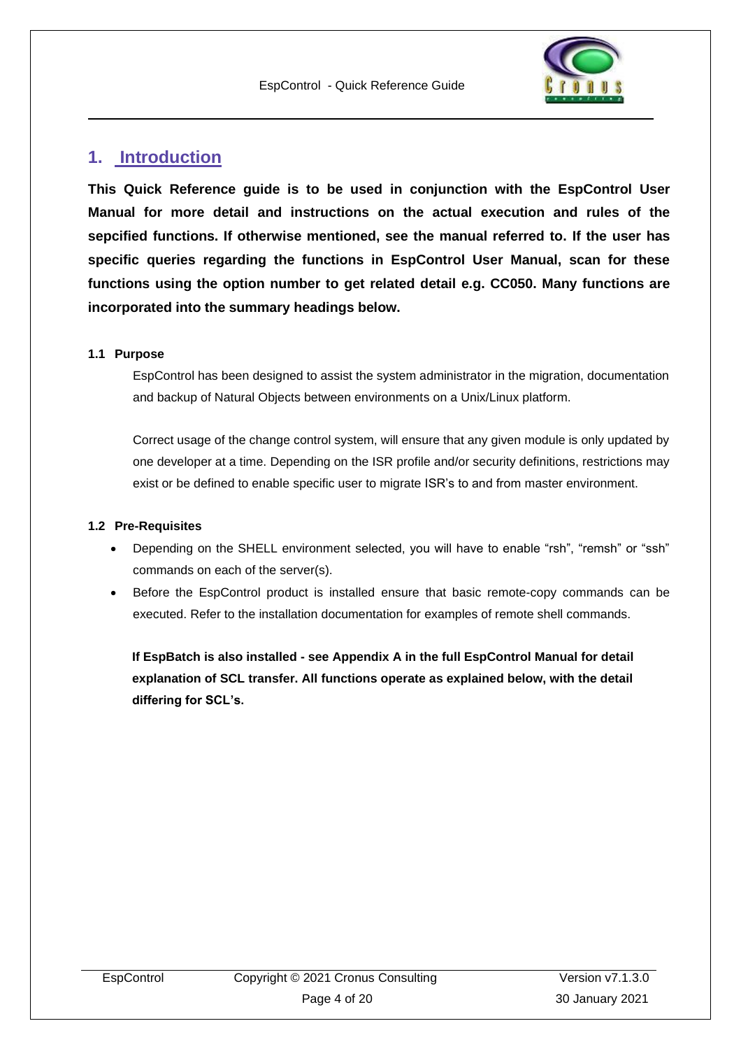# 1. Introduction

**This Quick Reference guide is to be used in conjunction with the EspControl User Manual for more detail and instructions on the actual execution and rules of the sepcified functions. If otherwise mentioned, see the manual referred to. If the user has specific queries regarding the functions in EspControl User Manual, scan for these functions using the option number to get related detail e.g. CC050. Many functions are incorporated into the summary headings below.**

### 1.1 Purpose

EspControl has been designed to assist the system administrator in the migration, documentation and backup of Natural Objects between environments on a Unix/Linux platform.

Correct usage of the change control system, will ensure that any given module is only updated by one developer at a time. Depending on the ISR profile and/or security definitions, restrictions may exist or be defined to enable specific user to migrate ISR's to and from master environment.

### 1.2 Pre-Requisites

- Depending on the SHELL environment selected, you will have to enable "rsh", "remsh" or "ssh" commands on each of the server(s).
- Before the EspControl product is installed ensure that basic remote-copy commands can be executed. Refer to the installation documentation for examples of remote shell commands.

**If EspBatch is also installed - see Appendix A in the full EspControl Manual for detail explanation of SCL transfer. All functions operate as explained below, with the detail differing for SCL's.**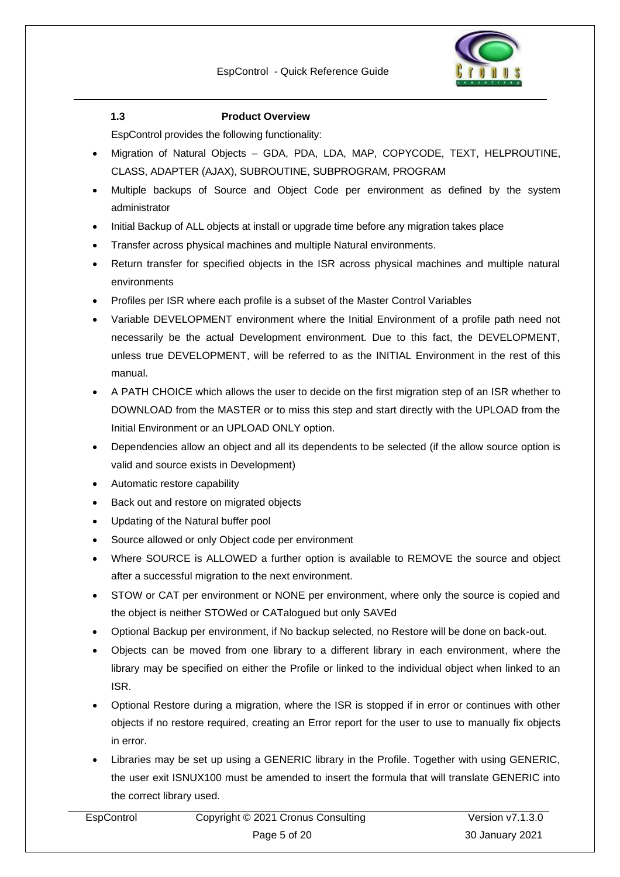### 1.3 Product Overview

EspControl provides the following functionality:

- Migration of Natural Objects – GDA, PDA, LDA, MAP, COPYCODE, TEXT, HELPROUTINE, CLASS, ADAPTER (AJAX), SUBROUTINE, SUBPROGRAM, PROGRAM
- Multiple backups of Source and Object Code per environment as defined by the system administrator
- Initial Backup of ALL objects at install or upgrade time before any migration takes place
- Transfer across physical machines and multiple Natural environments.
- Return transfer for specified objects in the ISR across physical machines and multiple natural environments
- Profiles per ISR where each profile is a subset of the Master Control Variables
- Variable DEVELOPMENT environment where the Initial Environment of a profile path need not necessarily be the actual Development environment. Due to this fact, the DEVELOPMENT, unless true DEVELOPMENT, will be referred to as the INITIAL Environment in the rest of this manual.
- A PATH CHOICE which allows the user to decide on the first migration step of an ISR whether to DOWNLOAD from the MASTER or to miss this step and start directly with the UPLOAD from the Initial Environment or an UPLOAD ONLY option.
- Dependencies allow an object and all its dependents to be selected (if the allow source option is valid and source exists in Development)
- Automatic restore capability
- Back out and restore on migrated objects
- Updating of the Natural buffer pool
- Source allowed or only Object code per environment
- Where SOURCE is ALLOWED a further option is available to REMOVE the source and object after a successful migration to the next environment.
- STOW or CAT per environment or NONE per environment, where only the source is copied and the object is neither STOWed or CATalogued but only SAVEd
- Optional Backup per environment, if No backup selected, no Restore will be done on back-out.
- Objects can be moved from one library to a different library in each environment, where the library may be specified on either the Profile or linked to the individual object when linked to an ISR.
- Optional Restore during a migration, where the ISR is stopped if in error or continues with other objects if no restore required, creating an Error report for the user to use to manually fix objects in error.
- Libraries may be set up using a GENERIC library in the Profile. Together with using GENERIC, the user exit ISNUX100 must be amended to insert the formula that will translate GENERIC into the correct library used.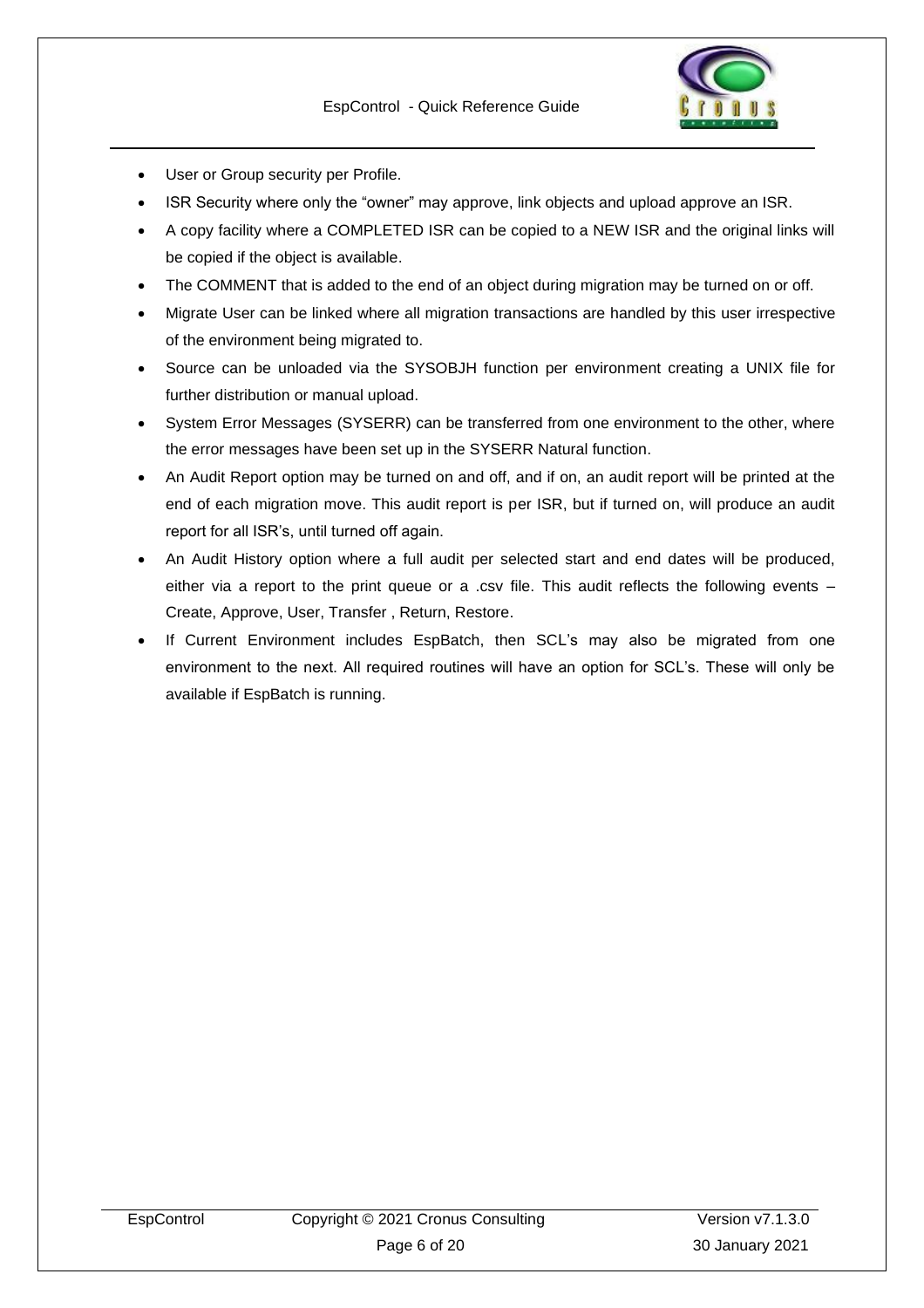- User or Group security per Profile.
- ISR Security where only the "owner" may approve, link objects and upload approve an ISR.
- A copy facility where a COMPLETED ISR can be copied to a NEW ISR and the original links will be copied if the object is available.
- The COMMENT that is added to the end of an object during migration may be turned on or off.
- Migrate User can be linked where all migration transactions are handled by this user irrespective of the environment being migrated to.
- Source can be unloaded via the SYSOBJH function per environment creating a UNIX file for further distribution or manual upload.
- System Error Messages (SYSERR) can be transferred from one environment to the other, where the error messages have been set up in the SYSERR Natural function.
- An Audit Report option may be turned on and off, and if on, an audit report will be printed at the end of each migration move. This audit report is per ISR, but if turned on, will produce an audit report for all ISR's, until turned off again.
- An Audit History option where a full audit per selected start and end dates will be produced, either via a report to the print queue or a .csv file. This audit reflects the following events – Create, Approve, User, Transfer , Return, Restore.
- If Current Environment includes EspBatch, then SCL's may also be migrated from one environment to the next. All required routines will have an option for SCL's. These will only be available if EspBatch is running.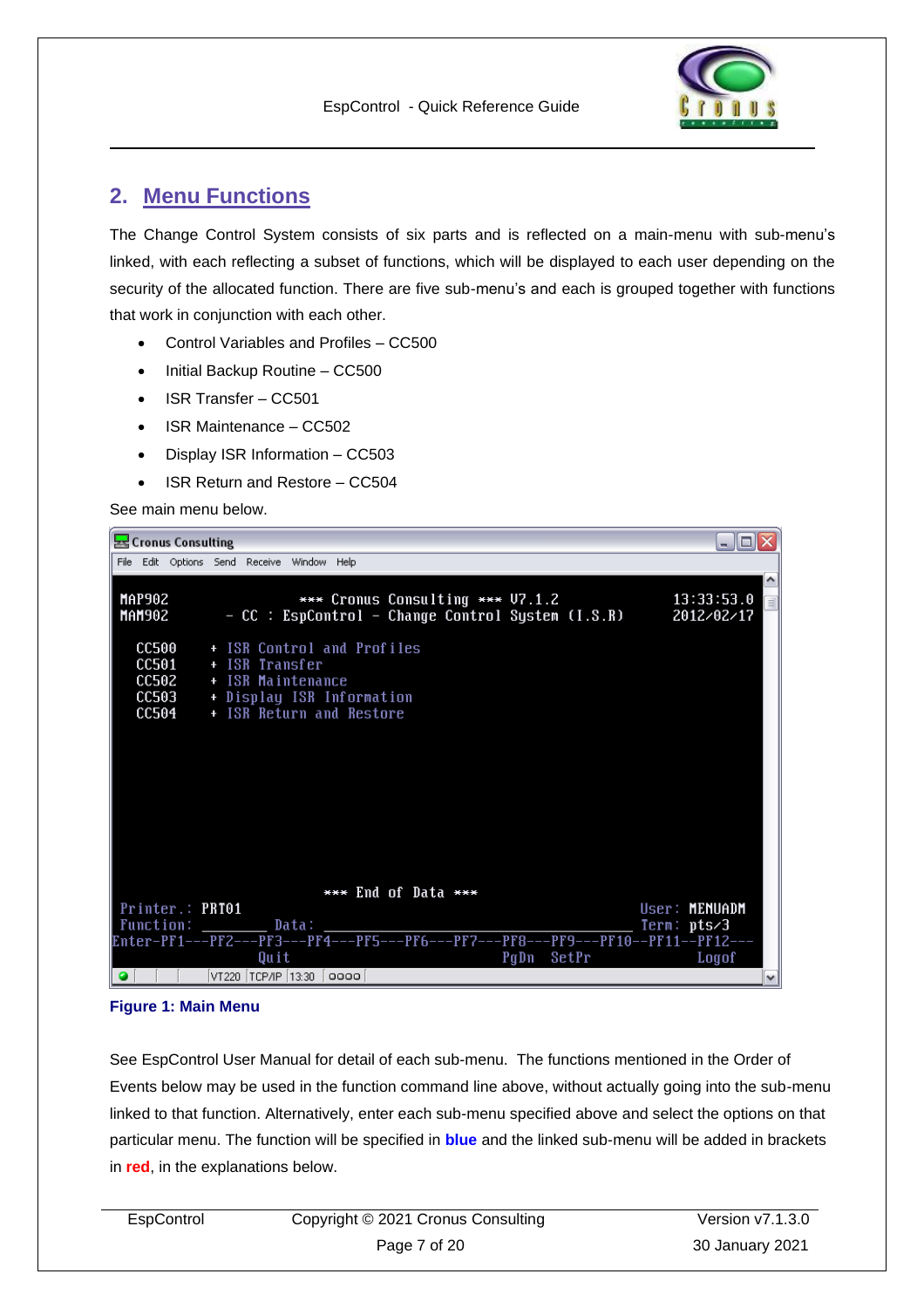## 2. Menu Functions

The Change Control System consists of six parts and is reflected on a main-menu with sub-menu's linked, with each reflecting a subset of functions, which will be displayed to each user depending on the security of the allocated function. There are five sub-menu's and each is grouped together with functions that work in conjunction with each other.

- Control Variables and Profiles – CC500
- Initial Backup Routine – CC500
- ISR Transfer – CC501
- ISR Maintenance – CC502
- Display ISR Information – CC503
- ISR Return and Restore – CC504

See main menu below.

```
Cronus Consulting
File  Edit  Options  Send  Receive  Window  Help

MAP902                  *** Cronus Consulting *** V7.1.2              13:33:53.0
MAM902          - CC : EspControl - Change Control System (I.S.R)     2012/02/17

  CC500     + ISR Control and Profiles
  CC501     + ISR Transfer
  CC502     + ISR Maintenance
  CC503     + Display ISR Information
  CC504     + ISR Return and Restore

                         *** End of Data ***
Printer.: PRT01                                              User: MENUADM
Function: ________ Data: ____________________________________ Term: pts/3
Enter-PF1---PF2---PF3---PF4---PF5---PF6---PF7---PF8---PF9---PF10--PF11--PF12---
                  Quit                             PgDn  SetPr            Logof
VT220  TCP/IP  13:30  0000
```

**Figure 1: Main Menu**

See EspControl User Manual for detail of each sub-menu. The functions mentioned in the Order of Events below may be used in the function command line above, without actually going into the sub-menu linked to that function. Alternatively, enter each sub-menu specified above and select the options on that particular menu. The function will be specified in **blue** and the linked sub-menu will be added in brackets in **red**, in the explanations below.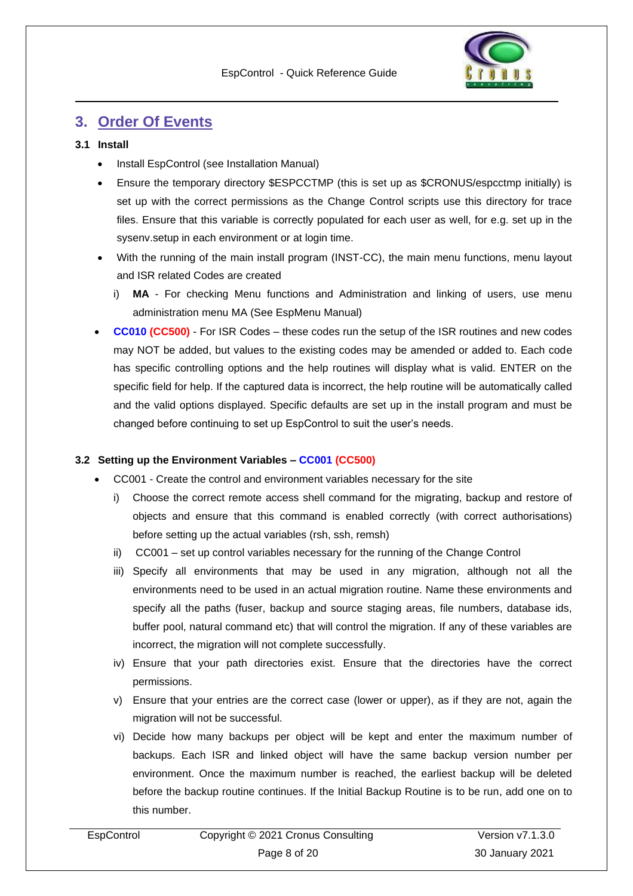## 3. Order Of Events

### 3.1 Install

- Install EspControl (see Installation Manual)
- Ensure the temporary directory $ESPCCTMP (this is set up as $CRONUS/espcctmp initially) is set up with the correct permissions as the Change Control scripts use this directory for trace files. Ensure that this variable is correctly populated for each user as well, for e.g. set up in the sysenv.setup in each environment or at login time.
- With the running of the main install program (INST-CC), the main menu functions, menu layout and ISR related Codes are created
  - i) **MA** - For checking Menu functions and Administration and linking of users, use menu administration menu MA (See EspMenu Manual)
- **CC010 (CC500)** - For ISR Codes – these codes run the setup of the ISR routines and new codes may NOT be added, but values to the existing codes may be amended or added to. Each code has specific controlling options and the help routines will display what is valid. ENTER on the specific field for help. If the captured data is incorrect, the help routine will be automatically called and the valid options displayed. Specific defaults are set up in the install program and must be changed before continuing to set up EspControl to suit the user's needs.

### 3.2 Setting up the Environment Variables – CC001 (CC500)

- CC001 - Create the control and environment variables necessary for the site
  - i) Choose the correct remote access shell command for the migrating, backup and restore of objects and ensure that this command is enabled correctly (with correct authorisations) before setting up the actual variables (rsh, ssh, remsh)
  - ii) CC001 – set up control variables necessary for the running of the Change Control
  - iii) Specify all environments that may be used in any migration, although not all the environments need to be used in an actual migration routine. Name these environments and specify all the paths (fuser, backup and source staging areas, file numbers, database ids, buffer pool, natural command etc) that will control the migration. If any of these variables are incorrect, the migration will not complete successfully.
  - iv) Ensure that your path directories exist. Ensure that the directories have the correct permissions.
  - v) Ensure that your entries are the correct case (lower or upper), as if they are not, again the migration will not be successful.
  - vi) Decide how many backups per object will be kept and enter the maximum number of backups. Each ISR and linked object will have the same backup version number per environment. Once the maximum number is reached, the earliest backup will be deleted before the backup routine continues. If the Initial Backup Routine is to be run, add one on to this number.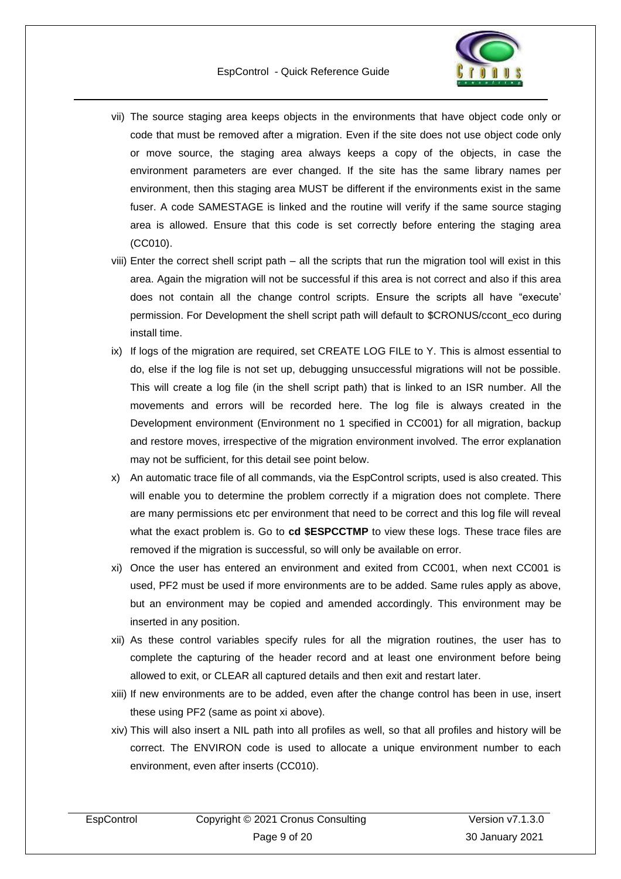vii) The source staging area keeps objects in the environments that have object code only or code that must be removed after a migration. Even if the site does not use object code only or move source, the staging area always keeps a copy of the objects, in case the environment parameters are ever changed. If the site has the same library names per environment, then this staging area MUST be different if the environments exist in the same fuser. A code SAMESTAGE is linked and the routine will verify if the same source staging area is allowed. Ensure that this code is set correctly before entering the staging area (CC010).

viii) Enter the correct shell script path – all the scripts that run the migration tool will exist in this area. Again the migration will not be successful if this area is not correct and also if this area does not contain all the change control scripts. Ensure the scripts all have "execute' permission. For Development the shell script path will default to $CRONUS/ccont_eco during install time.

ix) If logs of the migration are required, set CREATE LOG FILE to Y. This is almost essential to do, else if the log file is not set up, debugging unsuccessful migrations will not be possible. This will create a log file (in the shell script path) that is linked to an ISR number. All the movements and errors will be recorded here. The log file is always created in the Development environment (Environment no 1 specified in CC001) for all migration, backup and restore moves, irrespective of the migration environment involved. The error explanation may not be sufficient, for this detail see point below.

x) An automatic trace file of all commands, via the EspControl scripts, used is also created. This will enable you to determine the problem correctly if a migration does not complete. There are many permissions etc per environment that need to be correct and this log file will reveal what the exact problem is. Go to **cd $ESPCCTMP** to view these logs. These trace files are removed if the migration is successful, so will only be available on error.

xi) Once the user has entered an environment and exited from CC001, when next CC001 is used, PF2 must be used if more environments are to be added. Same rules apply as above, but an environment may be copied and amended accordingly. This environment may be inserted in any position.

xii) As these control variables specify rules for all the migration routines, the user has to complete the capturing of the header record and at least one environment before being allowed to exit, or CLEAR all captured details and then exit and restart later.

xiii) If new environments are to be added, even after the change control has been in use, insert these using PF2 (same as point xi above).

xiv) This will also insert a NIL path into all profiles as well, so that all profiles and history will be correct. The ENVIRON code is used to allocate a unique environment number to each environment, even after inserts (CC010).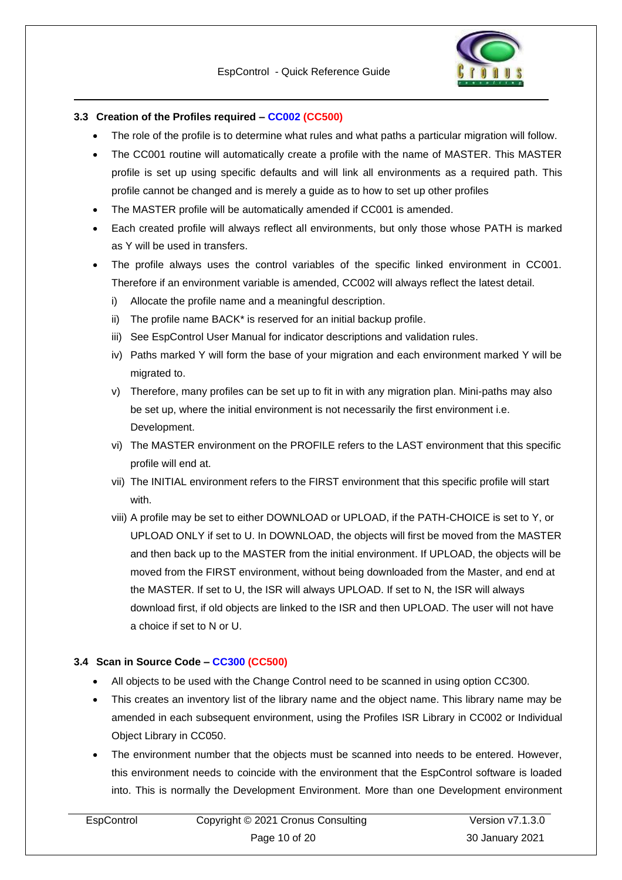### 3.3 Creation of the Profiles required – CC002 (CC500)

- The role of the profile is to determine what rules and what paths a particular migration will follow.
- The CC001 routine will automatically create a profile with the name of MASTER. This MASTER profile is set up using specific defaults and will link all environments as a required path. This profile cannot be changed and is merely a guide as to how to set up other profiles
- The MASTER profile will be automatically amended if CC001 is amended.
- Each created profile will always reflect all environments, but only those whose PATH is marked as Y will be used in transfers.
- The profile always uses the control variables of the specific linked environment in CC001. Therefore if an environment variable is amended, CC002 will always reflect the latest detail.
  i) Allocate the profile name and a meaningful description.
  ii) The profile name BACK* is reserved for an initial backup profile.
  iii) See EspControl User Manual for indicator descriptions and validation rules.
  iv) Paths marked Y will form the base of your migration and each environment marked Y will be migrated to.
  v) Therefore, many profiles can be set up to fit in with any migration plan. Mini-paths may also be set up, where the initial environment is not necessarily the first environment i.e. Development.
  vi) The MASTER environment on the PROFILE refers to the LAST environment that this specific profile will end at.
  vii) The INITIAL environment refers to the FIRST environment that this specific profile will start with.
  viii) A profile may be set to either DOWNLOAD or UPLOAD, if the PATH-CHOICE is set to Y, or UPLOAD ONLY if set to U. In DOWNLOAD, the objects will first be moved from the MASTER and then back up to the MASTER from the initial environment. If UPLOAD, the objects will be moved from the FIRST environment, without being downloaded from the Master, and end at the MASTER. If set to U, the ISR will always UPLOAD. If set to N, the ISR will always download first, if old objects are linked to the ISR and then UPLOAD. The user will not have a choice if set to N or U.

### 3.4 Scan in Source Code – CC300 (CC500)

- All objects to be used with the Change Control need to be scanned in using option CC300.
- This creates an inventory list of the library name and the object name. This library name may be amended in each subsequent environment, using the Profiles ISR Library in CC002 or Individual Object Library in CC050.
- The environment number that the objects must be scanned into needs to be entered. However, this environment needs to coincide with the environment that the EspControl software is loaded into. This is normally the Development Environment. More than one Development environment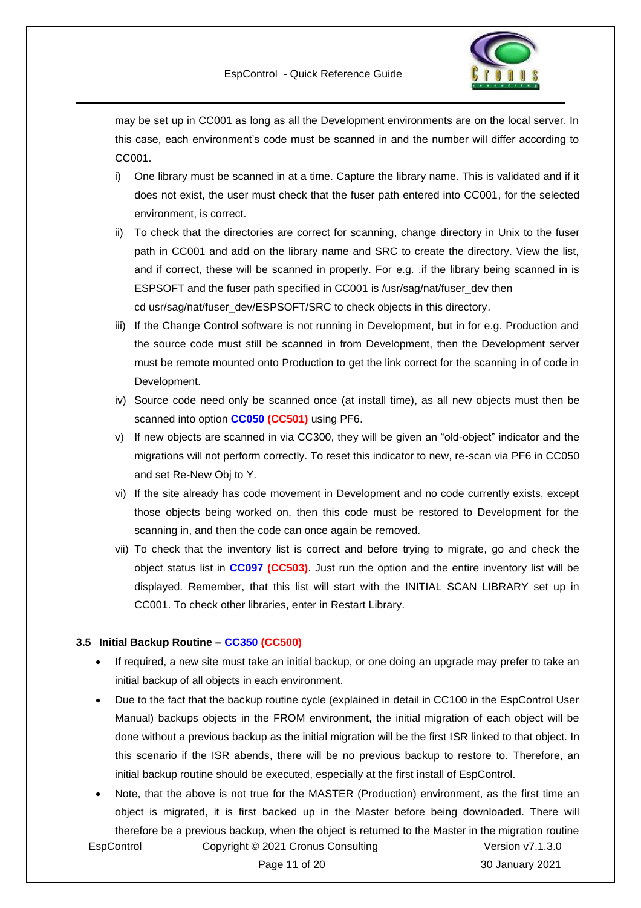may be set up in CC001 as long as all the Development environments are on the local server. In this case, each environment's code must be scanned in and the number will differ according to CC001.

i) One library must be scanned in at a time. Capture the library name. This is validated and if it does not exist, the user must check that the fuser path entered into CC001, for the selected environment, is correct.

ii) To check that the directories are correct for scanning, change directory in Unix to the fuser path in CC001 and add on the library name and SRC to create the directory. View the list, and if correct, these will be scanned in properly. For e.g. .if the library being scanned in is ESPSOFT and the fuser path specified in CC001 is /usr/sag/nat/fuser_dev then cd usr/sag/nat/fuser_dev/ESPSOFT/SRC to check objects in this directory.

iii) If the Change Control software is not running in Development, but in for e.g. Production and the source code must still be scanned in from Development, then the Development server must be remote mounted onto Production to get the link correct for the scanning in of code in Development.

iv) Source code need only be scanned once (at install time), as all new objects must then be scanned into option **CC050** **(CC501)** using PF6.

v) If new objects are scanned in via CC300, they will be given an "old-object" indicator and the migrations will not perform correctly. To reset this indicator to new, re-scan via PF6 in CC050 and set Re-New Obj to Y.

vi) If the site already has code movement in Development and no code currently exists, except those objects being worked on, then this code must be restored to Development for the scanning in, and then the code can once again be removed.

vii) To check that the inventory list is correct and before trying to migrate, go and check the object status list in **CC097** **(CC503)**. Just run the option and the entire inventory list will be displayed. Remember, that this list will start with the INITIAL SCAN LIBRARY set up in CC001. To check other libraries, enter in Restart Library.

### 3.5 Initial Backup Routine – CC350 (CC500)

- If required, a new site must take an initial backup, or one doing an upgrade may prefer to take an initial backup of all objects in each environment.
- Due to the fact that the backup routine cycle (explained in detail in CC100 in the EspControl User Manual) backups objects in the FROM environment, the initial migration of each object will be done without a previous backup as the initial migration will be the first ISR linked to that object. In this scenario if the ISR abends, there will be no previous backup to restore to. Therefore, an initial backup routine should be executed, especially at the first install of EspControl.
- Note, that the above is not true for the MASTER (Production) environment, as the first time an object is migrated, it is first backed up in the Master before being downloaded. There will therefore be a previous backup, when the object is returned to the Master in the migration routine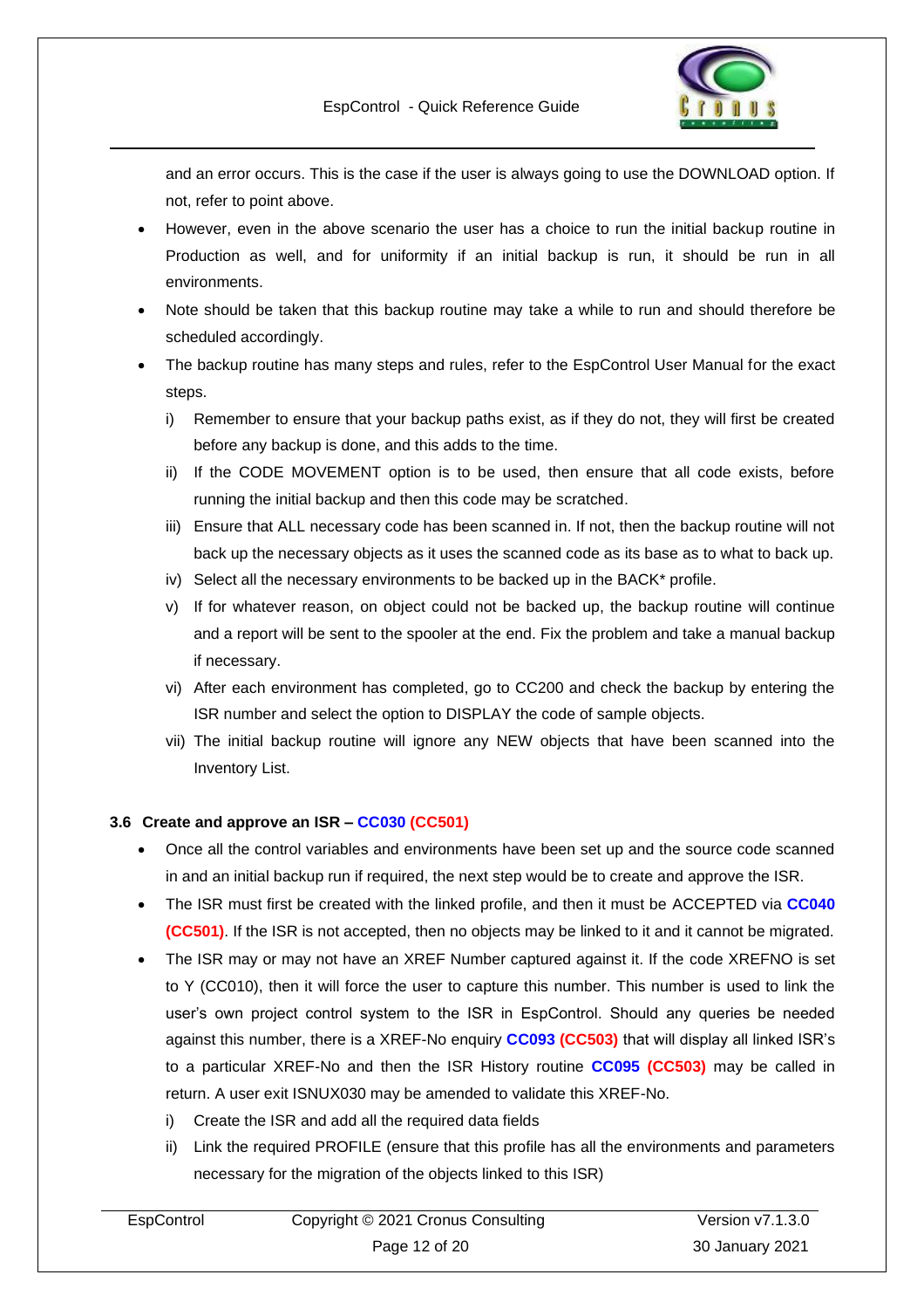and an error occurs. This is the case if the user is always going to use the DOWNLOAD option. If not, refer to point above.

- However, even in the above scenario the user has a choice to run the initial backup routine in Production as well, and for uniformity if an initial backup is run, it should be run in all environments.
- Note should be taken that this backup routine may take a while to run and should therefore be scheduled accordingly.
- The backup routine has many steps and rules, refer to the EspControl User Manual for the exact steps.
  - i) Remember to ensure that your backup paths exist, as if they do not, they will first be created before any backup is done, and this adds to the time.
  - ii) If the CODE MOVEMENT option is to be used, then ensure that all code exists, before running the initial backup and then this code may be scratched.
  - iii) Ensure that ALL necessary code has been scanned in. If not, then the backup routine will not back up the necessary objects as it uses the scanned code as its base as to what to back up.
  - iv) Select all the necessary environments to be backed up in the BACK* profile.
  - v) If for whatever reason, on object could not be backed up, the backup routine will continue and a report will be sent to the spooler at the end. Fix the problem and take a manual backup if necessary.
  - vi) After each environment has completed, go to CC200 and check the backup by entering the ISR number and select the option to DISPLAY the code of sample objects.
  - vii) The initial backup routine will ignore any NEW objects that have been scanned into the Inventory List.

### 3.6 Create and approve an ISR – CC030 (CC501)

- Once all the control variables and environments have been set up and the source code scanned in and an initial backup run if required, the next step would be to create and approve the ISR.
- The ISR must first be created with the linked profile, and then it must be ACCEPTED via **CC040 (CC501)**. If the ISR is not accepted, then no objects may be linked to it and it cannot be migrated.
- The ISR may or may not have an XREF Number captured against it. If the code XREFNO is set to Y (CC010), then it will force the user to capture this number. This number is used to link the user's own project control system to the ISR in EspControl. Should any queries be needed against this number, there is a XREF-No enquiry **CC093 (CC503)** that will display all linked ISR's to a particular XREF-No and then the ISR History routine **CC095 (CC503)** may be called in return. A user exit ISNUX030 may be amended to validate this XREF-No.
  - i) Create the ISR and add all the required data fields
  - ii) Link the required PROFILE (ensure that this profile has all the environments and parameters necessary for the migration of the objects linked to this ISR)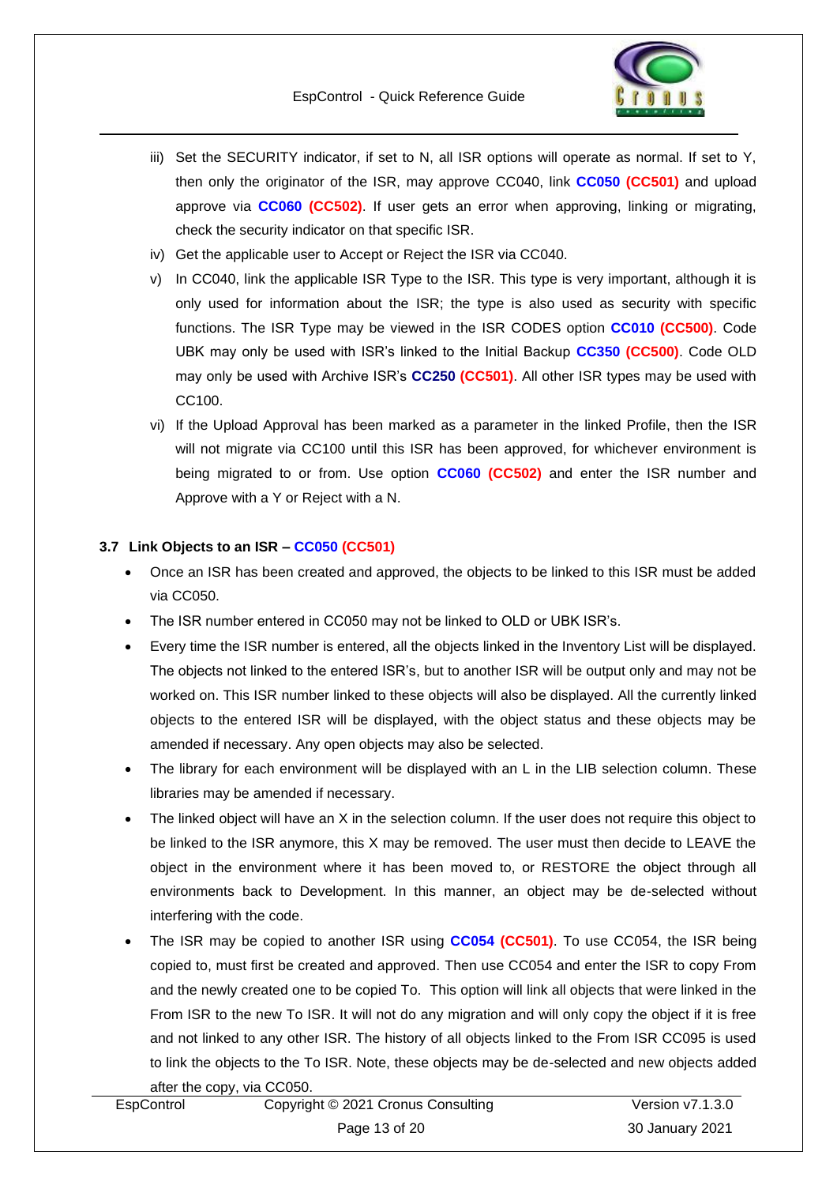iii) Set the SECURITY indicator, if set to N, all ISR options will operate as normal. If set to Y, then only the originator of the ISR, may approve CC040, link **CC050** **(CC501)** and upload approve via **CC060** **(CC502)**. If user gets an error when approving, linking or migrating, check the security indicator on that specific ISR.

iv) Get the applicable user to Accept or Reject the ISR via CC040.

v) In CC040, link the applicable ISR Type to the ISR. This type is very important, although it is only used for information about the ISR; the type is also used as security with specific functions. The ISR Type may be viewed in the ISR CODES option **CC010** **(CC500)**. Code UBK may only be used with ISR's linked to the Initial Backup **CC350** **(CC500)**. Code OLD may only be used with Archive ISR's **CC250** **(CC501)**. All other ISR types may be used with CC100.

vi) If the Upload Approval has been marked as a parameter in the linked Profile, then the ISR will not migrate via CC100 until this ISR has been approved, for whichever environment is being migrated to or from. Use option **CC060** **(CC502)** and enter the ISR number and Approve with a Y or Reject with a N.

### 3.7 Link Objects to an ISR – CC050 (CC501)

- Once an ISR has been created and approved, the objects to be linked to this ISR must be added via CC050.
- The ISR number entered in CC050 may not be linked to OLD or UBK ISR's.
- Every time the ISR number is entered, all the objects linked in the Inventory List will be displayed. The objects not linked to the entered ISR's, but to another ISR will be output only and may not be worked on. This ISR number linked to these objects will also be displayed. All the currently linked objects to the entered ISR will be displayed, with the object status and these objects may be amended if necessary. Any open objects may also be selected.
- The library for each environment will be displayed with an L in the LIB selection column. These libraries may be amended if necessary.
- The linked object will have an X in the selection column. If the user does not require this object to be linked to the ISR anymore, this X may be removed. The user must then decide to LEAVE the object in the environment where it has been moved to, or RESTORE the object through all environments back to Development. In this manner, an object may be de-selected without interfering with the code.
- The ISR may be copied to another ISR using **CC054** **(CC501)**. To use CC054, the ISR being copied to, must first be created and approved. Then use CC054 and enter the ISR to copy From and the newly created one to be copied To. This option will link all objects that were linked in the From ISR to the new To ISR. It will not do any migration and will only copy the object if it is free and not linked to any other ISR. The history of all objects linked to the From ISR CC095 is used to link the objects to the To ISR. Note, these objects may be de-selected and new objects added after the copy, via CC050.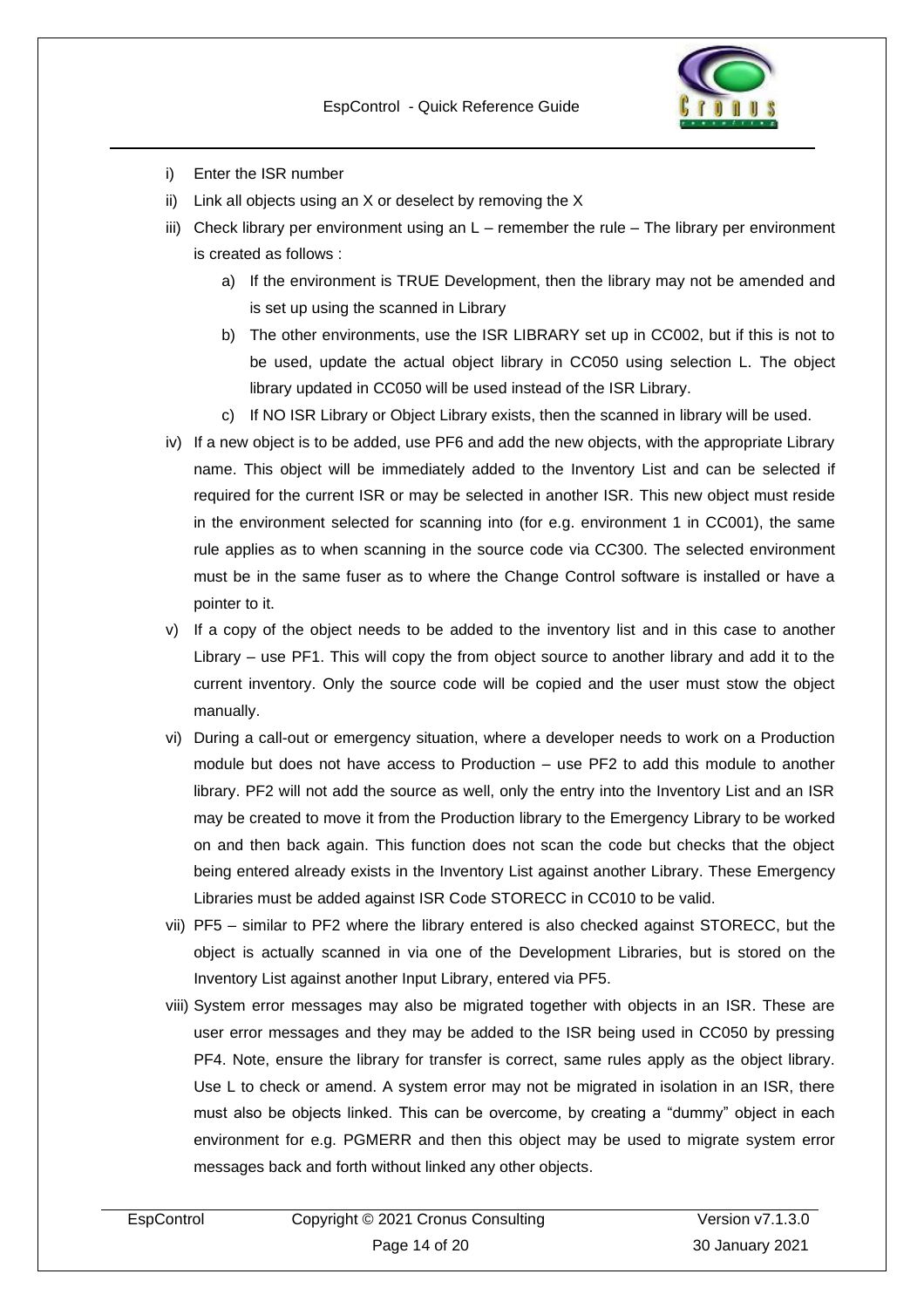i) Enter the ISR number

ii) Link all objects using an X or deselect by removing the X

iii) Check library per environment using an L – remember the rule – The library per environment is created as follows :

   a) If the environment is TRUE Development, then the library may not be amended and is set up using the scanned in Library

   b) The other environments, use the ISR LIBRARY set up in CC002, but if this is not to be used, update the actual object library in CC050 using selection L. The object library updated in CC050 will be used instead of the ISR Library.

   c) If NO ISR Library or Object Library exists, then the scanned in library will be used.

iv) If a new object is to be added, use PF6 and add the new objects, with the appropriate Library name. This object will be immediately added to the Inventory List and can be selected if required for the current ISR or may be selected in another ISR. This new object must reside in the environment selected for scanning into (for e.g. environment 1 in CC001), the same rule applies as to when scanning in the source code via CC300. The selected environment must be in the same fuser as to where the Change Control software is installed or have a pointer to it.

v) If a copy of the object needs to be added to the inventory list and in this case to another Library – use PF1. This will copy the from object source to another library and add it to the current inventory. Only the source code will be copied and the user must stow the object manually.

vi) During a call-out or emergency situation, where a developer needs to work on a Production module but does not have access to Production – use PF2 to add this module to another library. PF2 will not add the source as well, only the entry into the Inventory List and an ISR may be created to move it from the Production library to the Emergency Library to be worked on and then back again. This function does not scan the code but checks that the object being entered already exists in the Inventory List against another Library. These Emergency Libraries must be added against ISR Code STORECC in CC010 to be valid.

vii) PF5 – similar to PF2 where the library entered is also checked against STORECC, but the object is actually scanned in via one of the Development Libraries, but is stored on the Inventory List against another Input Library, entered via PF5.

viii) System error messages may also be migrated together with objects in an ISR. These are user error messages and they may be added to the ISR being used in CC050 by pressing PF4. Note, ensure the library for transfer is correct, same rules apply as the object library. Use L to check or amend. A system error may not be migrated in isolation in an ISR, there must also be objects linked. This can be overcome, by creating a "dummy" object in each environment for e.g. PGMERR and then this object may be used to migrate system error messages back and forth without linked any other objects.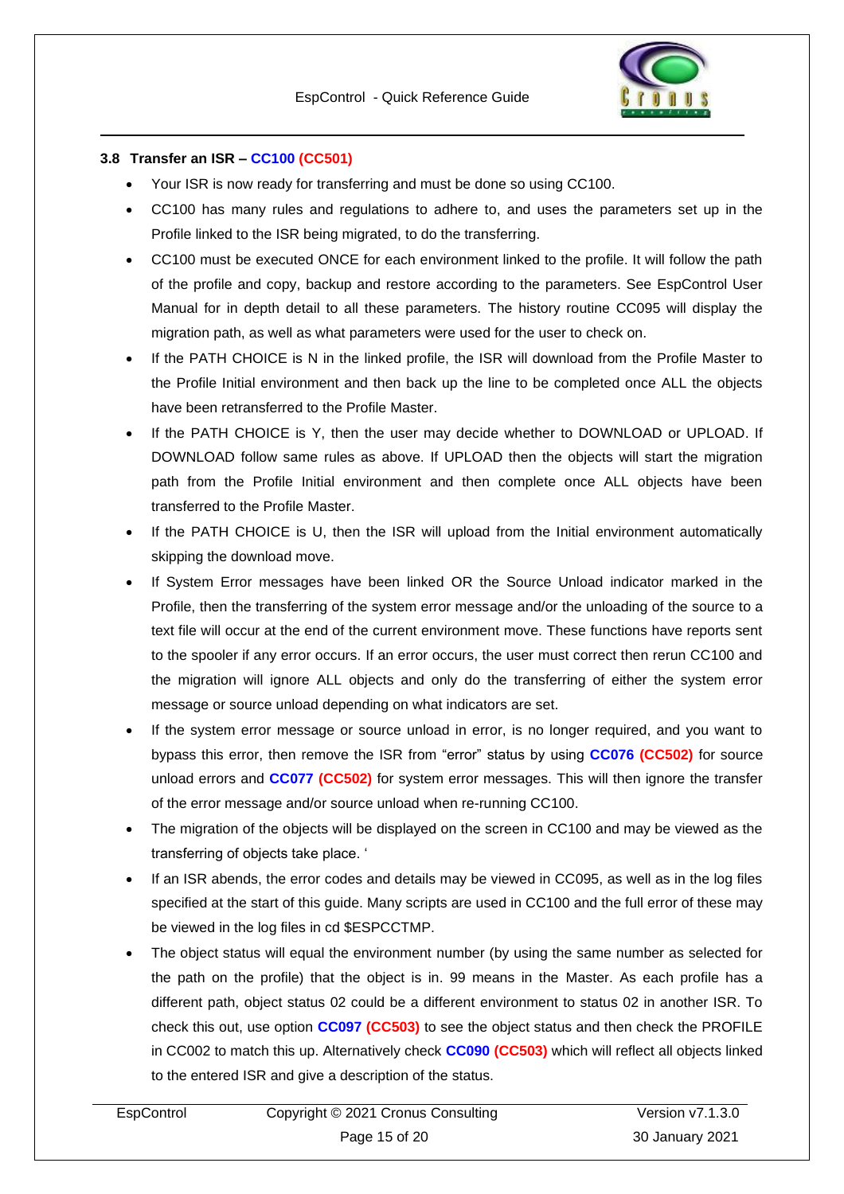### 3.8 Transfer an ISR – CC100 (CC501)

- Your ISR is now ready for transferring and must be done so using CC100.
- CC100 has many rules and regulations to adhere to, and uses the parameters set up in the Profile linked to the ISR being migrated, to do the transferring.
- CC100 must be executed ONCE for each environment linked to the profile. It will follow the path of the profile and copy, backup and restore according to the parameters. See EspControl User Manual for in depth detail to all these parameters. The history routine CC095 will display the migration path, as well as what parameters were used for the user to check on.
- If the PATH CHOICE is N in the linked profile, the ISR will download from the Profile Master to the Profile Initial environment and then back up the line to be completed once ALL the objects have been retransferred to the Profile Master.
- If the PATH CHOICE is Y, then the user may decide whether to DOWNLOAD or UPLOAD. If DOWNLOAD follow same rules as above. If UPLOAD then the objects will start the migration path from the Profile Initial environment and then complete once ALL objects have been transferred to the Profile Master.
- If the PATH CHOICE is U, then the ISR will upload from the Initial environment automatically skipping the download move.
- If System Error messages have been linked OR the Source Unload indicator marked in the Profile, then the transferring of the system error message and/or the unloading of the source to a text file will occur at the end of the current environment move. These functions have reports sent to the spooler if any error occurs. If an error occurs, the user must correct then rerun CC100 and the migration will ignore ALL objects and only do the transferring of either the system error message or source unload depending on what indicators are set.
- If the system error message or source unload in error, is no longer required, and you want to bypass this error, then remove the ISR from "error" status by using **CC076 (CC502)** for source unload errors and **CC077 (CC502)** for system error messages. This will then ignore the transfer of the error message and/or source unload when re-running CC100.
- The migration of the objects will be displayed on the screen in CC100 and may be viewed as the transferring of objects take place. '
- If an ISR abends, the error codes and details may be viewed in CC095, as well as in the log files specified at the start of this guide. Many scripts are used in CC100 and the full error of these may be viewed in the log files in cd $ESPCCTMP.
- The object status will equal the environment number (by using the same number as selected for the path on the profile) that the object is in. 99 means in the Master. As each profile has a different path, object status 02 could be a different environment to status 02 in another ISR. To check this out, use option **CC097 (CC503)** to see the object status and then check the PROFILE in CC002 to match this up. Alternatively check **CC090 (CC503)** which will reflect all objects linked to the entered ISR and give a description of the status.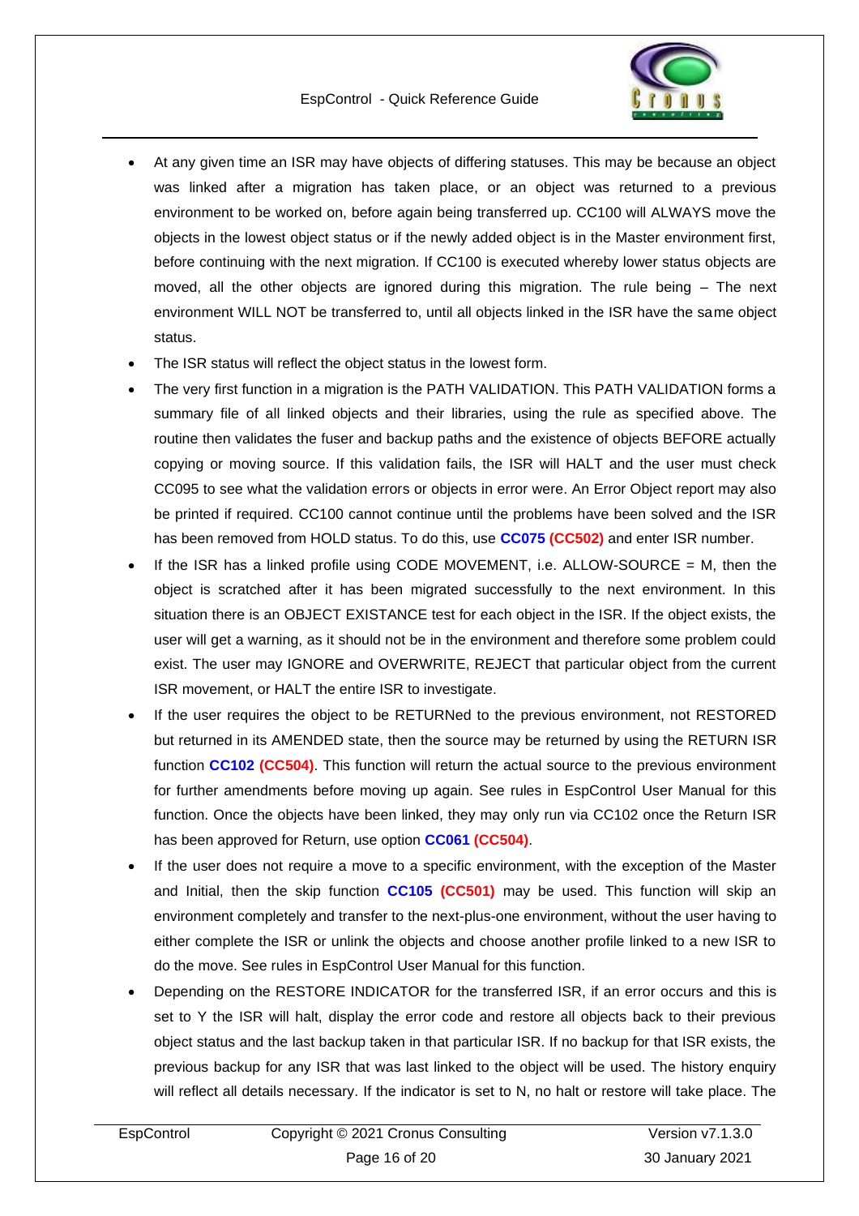- At any given time an ISR may have objects of differing statuses. This may be because an object was linked after a migration has taken place, or an object was returned to a previous environment to be worked on, before again being transferred up. CC100 will ALWAYS move the objects in the lowest object status or if the newly added object is in the Master environment first, before continuing with the next migration. If CC100 is executed whereby lower status objects are moved, all the other objects are ignored during this migration. The rule being – The next environment WILL NOT be transferred to, until all objects linked in the ISR have the same object status.
- The ISR status will reflect the object status in the lowest form.
- The very first function in a migration is the PATH VALIDATION. This PATH VALIDATION forms a summary file of all linked objects and their libraries, using the rule as specified above. The routine then validates the fuser and backup paths and the existence of objects BEFORE actually copying or moving source. If this validation fails, the ISR will HALT and the user must check CC095 to see what the validation errors or objects in error were. An Error Object report may also be printed if required. CC100 cannot continue until the problems have been solved and the ISR has been removed from HOLD status. To do this, use **CC075 (CC502)** and enter ISR number.
- If the ISR has a linked profile using CODE MOVEMENT, i.e. ALLOW-SOURCE = M, then the object is scratched after it has been migrated successfully to the next environment. In this situation there is an OBJECT EXISTANCE test for each object in the ISR. If the object exists, the user will get a warning, as it should not be in the environment and therefore some problem could exist. The user may IGNORE and OVERWRITE, REJECT that particular object from the current ISR movement, or HALT the entire ISR to investigate.
- If the user requires the object to be RETURNed to the previous environment, not RESTORED but returned in its AMENDED state, then the source may be returned by using the RETURN ISR function **CC102 (CC504)**. This function will return the actual source to the previous environment for further amendments before moving up again. See rules in EspControl User Manual for this function. Once the objects have been linked, they may only run via CC102 once the Return ISR has been approved for Return, use option **CC061 (CC504)**.
- If the user does not require a move to a specific environment, with the exception of the Master and Initial, then the skip function **CC105 (CC501)** may be used. This function will skip an environment completely and transfer to the next-plus-one environment, without the user having to either complete the ISR or unlink the objects and choose another profile linked to a new ISR to do the move. See rules in EspControl User Manual for this function.
- Depending on the RESTORE INDICATOR for the transferred ISR, if an error occurs and this is set to Y the ISR will halt, display the error code and restore all objects back to their previous object status and the last backup taken in that particular ISR. If no backup for that ISR exists, the previous backup for any ISR that was last linked to the object will be used. The history enquiry will reflect all details necessary. If the indicator is set to N, no halt or restore will take place. The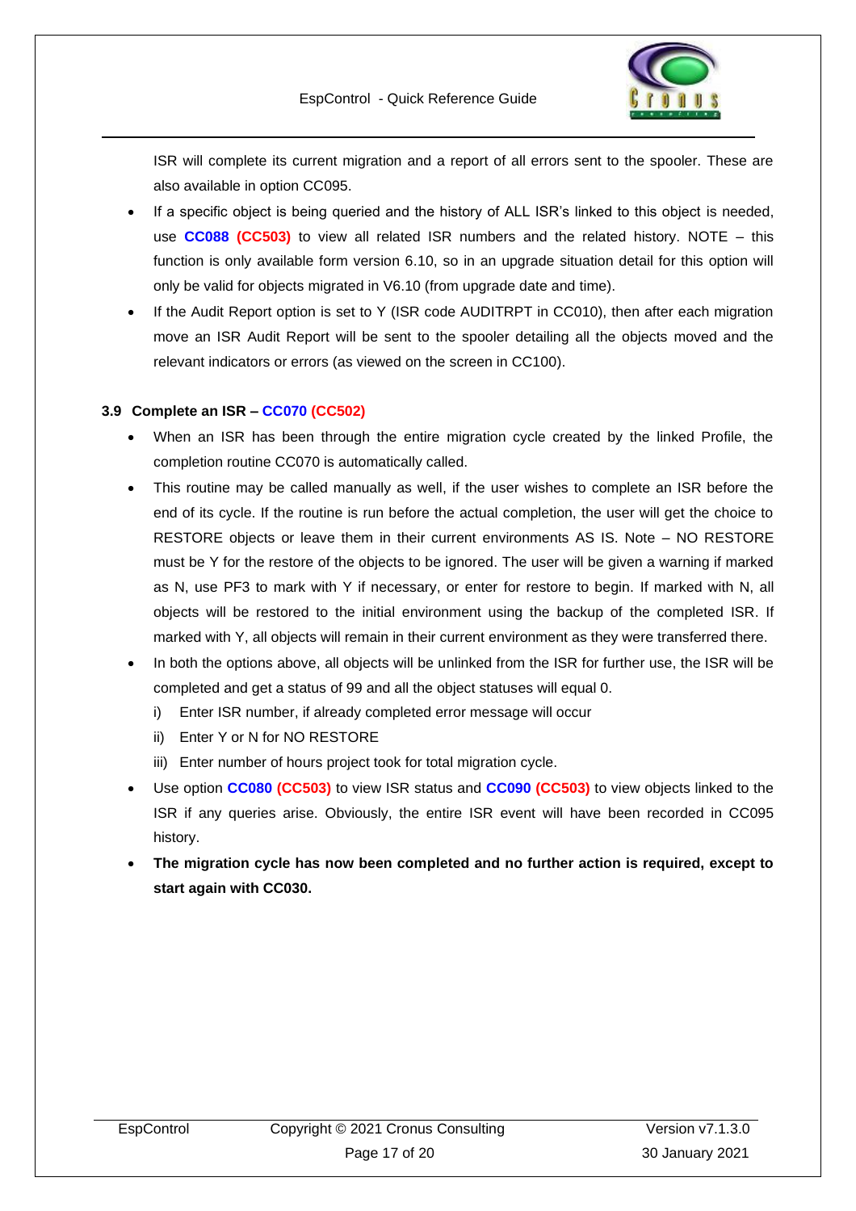ISR will complete its current migration and a report of all errors sent to the spooler. These are also available in option CC095.

- If a specific object is being queried and the history of ALL ISR's linked to this object is needed, use **CC088 (CC503)** to view all related ISR numbers and the related history. NOTE – this function is only available form version 6.10, so in an upgrade situation detail for this option will only be valid for objects migrated in V6.10 (from upgrade date and time).
- If the Audit Report option is set to Y (ISR code AUDITRPT in CC010), then after each migration move an ISR Audit Report will be sent to the spooler detailing all the objects moved and the relevant indicators or errors (as viewed on the screen in CC100).

### 3.9 Complete an ISR – CC070 (CC502)

- When an ISR has been through the entire migration cycle created by the linked Profile, the completion routine CC070 is automatically called.
- This routine may be called manually as well, if the user wishes to complete an ISR before the end of its cycle. If the routine is run before the actual completion, the user will get the choice to RESTORE objects or leave them in their current environments AS IS. Note – NO RESTORE must be Y for the restore of the objects to be ignored. The user will be given a warning if marked as N, use PF3 to mark with Y if necessary, or enter for restore to begin. If marked with N, all objects will be restored to the initial environment using the backup of the completed ISR. If marked with Y, all objects will remain in their current environment as they were transferred there.
- In both the options above, all objects will be unlinked from the ISR for further use, the ISR will be completed and get a status of 99 and all the object statuses will equal 0.
  - i) Enter ISR number, if already completed error message will occur
  - ii) Enter Y or N for NO RESTORE
  - iii) Enter number of hours project took for total migration cycle.
- Use option **CC080 (CC503)** to view ISR status and **CC090 (CC503)** to view objects linked to the ISR if any queries arise. Obviously, the entire ISR event will have been recorded in CC095 history.
- **The migration cycle has now been completed and no further action is required, except to start again with CC030.**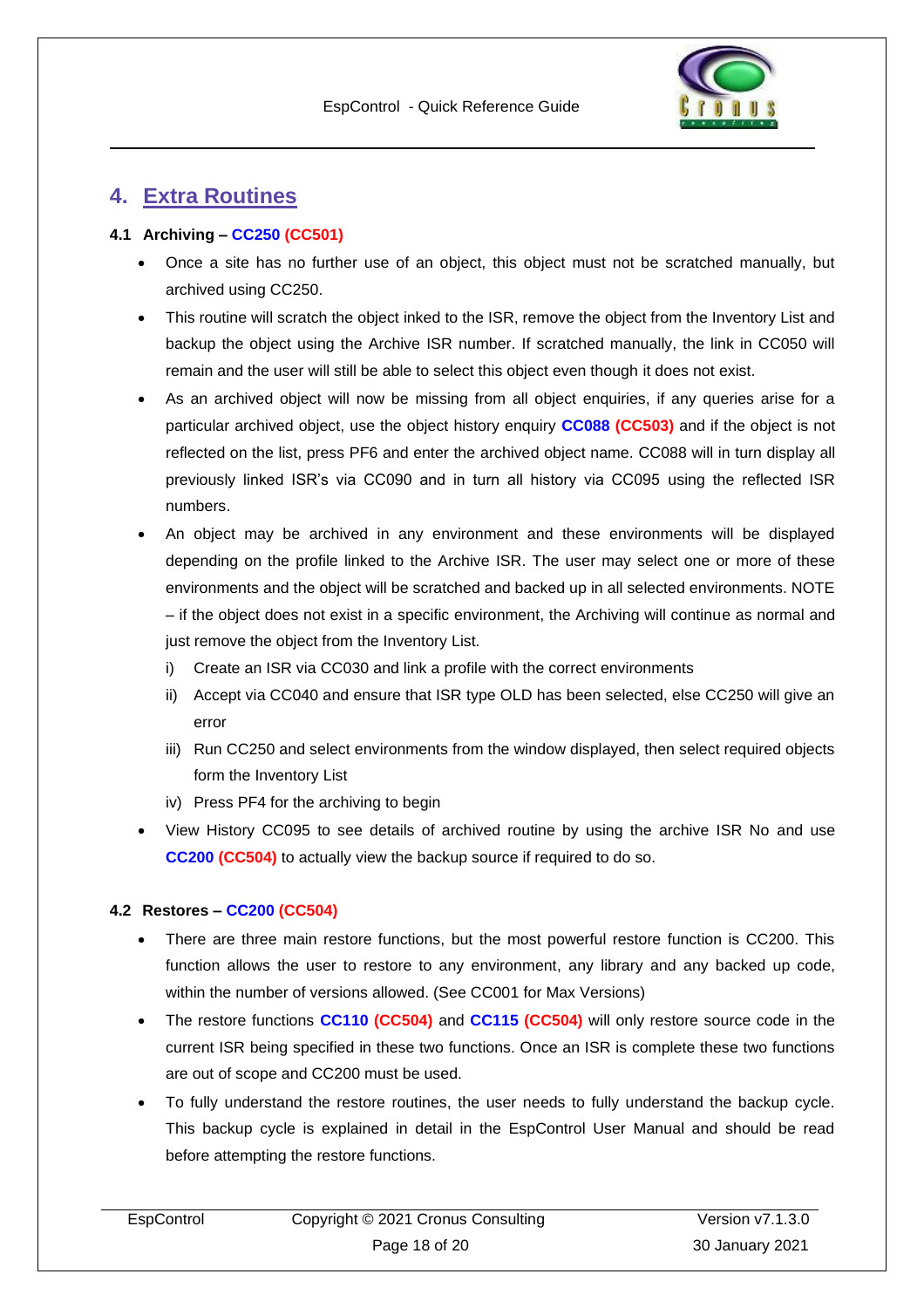# 4. Extra Routines

### 4.1 Archiving – CC250 (CC501)

- Once a site has no further use of an object, this object must not be scratched manually, but archived using CC250.
- This routine will scratch the object inked to the ISR, remove the object from the Inventory List and backup the object using the Archive ISR number. If scratched manually, the link in CC050 will remain and the user will still be able to select this object even though it does not exist.
- As an archived object will now be missing from all object enquiries, if any queries arise for a particular archived object, use the object history enquiry **CC088 (CC503)** and if the object is not reflected on the list, press PF6 and enter the archived object name. CC088 will in turn display all previously linked ISR's via CC090 and in turn all history via CC095 using the reflected ISR numbers.
- An object may be archived in any environment and these environments will be displayed depending on the profile linked to the Archive ISR. The user may select one or more of these environments and the object will be scratched and backed up in all selected environments. NOTE – if the object does not exist in a specific environment, the Archiving will continue as normal and just remove the object from the Inventory List.
  i) Create an ISR via CC030 and link a profile with the correct environments
  ii) Accept via CC040 and ensure that ISR type OLD has been selected, else CC250 will give an error
  iii) Run CC250 and select environments from the window displayed, then select required objects form the Inventory List
  iv) Press PF4 for the archiving to begin
- View History CC095 to see details of archived routine by using the archive ISR No and use **CC200 (CC504)** to actually view the backup source if required to do so.

### 4.2 Restores – CC200 (CC504)

- There are three main restore functions, but the most powerful restore function is CC200. This function allows the user to restore to any environment, any library and any backed up code, within the number of versions allowed. (See CC001 for Max Versions)
- The restore functions **CC110 (CC504)** and **CC115 (CC504)** will only restore source code in the current ISR being specified in these two functions. Once an ISR is complete these two functions are out of scope and CC200 must be used.
- To fully understand the restore routines, the user needs to fully understand the backup cycle. This backup cycle is explained in detail in the EspControl User Manual and should be read before attempting the restore functions.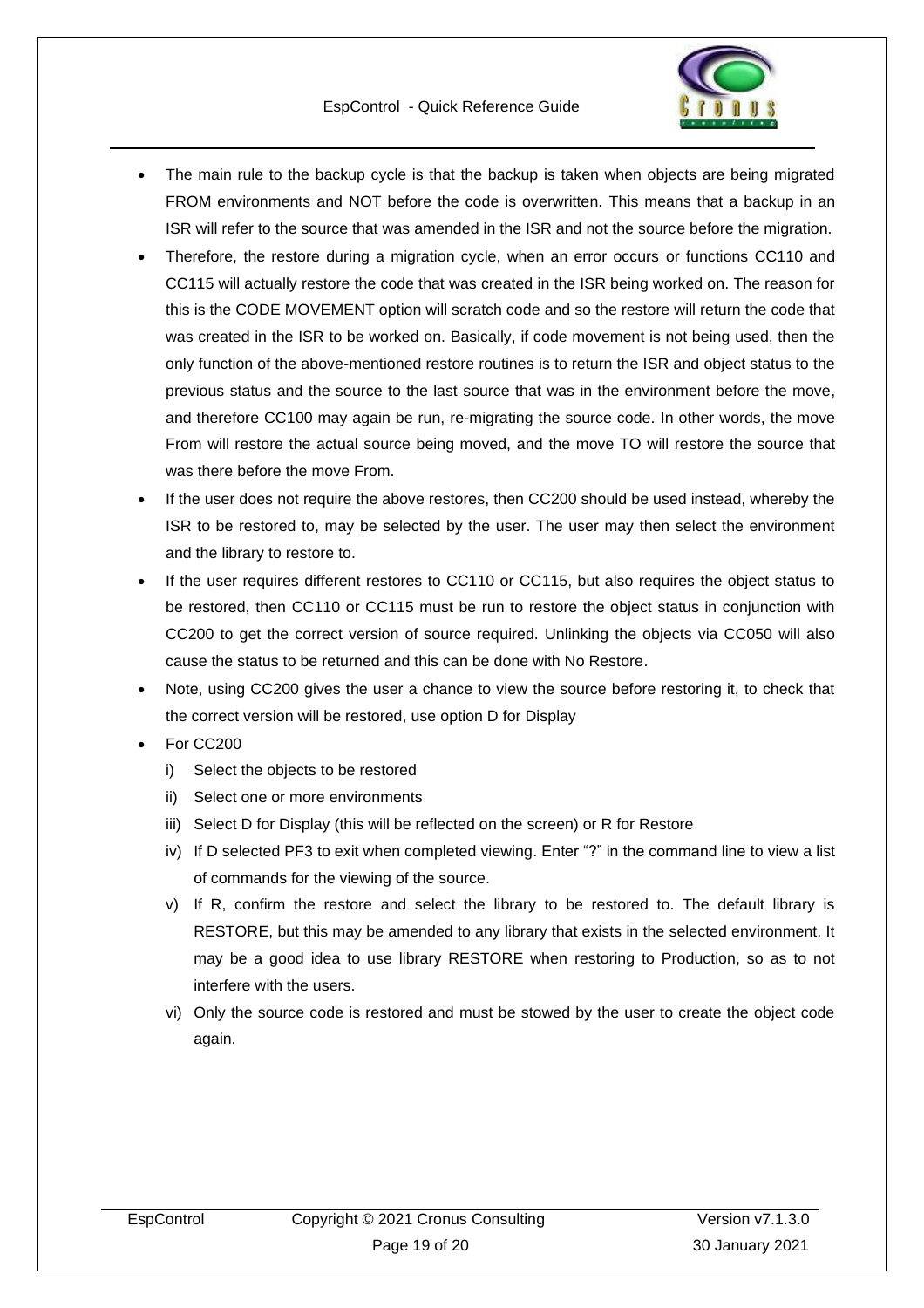- The main rule to the backup cycle is that the backup is taken when objects are being migrated FROM environments and NOT before the code is overwritten. This means that a backup in an ISR will refer to the source that was amended in the ISR and not the source before the migration.
- Therefore, the restore during a migration cycle, when an error occurs or functions CC110 and CC115 will actually restore the code that was created in the ISR being worked on. The reason for this is the CODE MOVEMENT option will scratch code and so the restore will return the code that was created in the ISR to be worked on. Basically, if code movement is not being used, then the only function of the above-mentioned restore routines is to return the ISR and object status to the previous status and the source to the last source that was in the environment before the move, and therefore CC100 may again be run, re-migrating the source code. In other words, the move From will restore the actual source being moved, and the move TO will restore the source that was there before the move From.
- If the user does not require the above restores, then CC200 should be used instead, whereby the ISR to be restored to, may be selected by the user. The user may then select the environment and the library to restore to.
- If the user requires different restores to CC110 or CC115, but also requires the object status to be restored, then CC110 or CC115 must be run to restore the object status in conjunction with CC200 to get the correct version of source required. Unlinking the objects via CC050 will also cause the status to be returned and this can be done with No Restore.
- Note, using CC200 gives the user a chance to view the source before restoring it, to check that the correct version will be restored, use option D for Display
- For CC200
  1. i) Select the objects to be restored
  2. ii) Select one or more environments
  3. iii) Select D for Display (this will be reflected on the screen) or R for Restore
  4. iv) If D selected PF3 to exit when completed viewing. Enter "?" in the command line to view a list of commands for the viewing of the source.
  5. v) If R, confirm the restore and select the library to be restored to. The default library is RESTORE, but this may be amended to any library that exists in the selected environment. It may be a good idea to use library RESTORE when restoring to Production, so as to not interfere with the users.
  6. vi) Only the source code is restored and must be stowed by the user to create the object code again.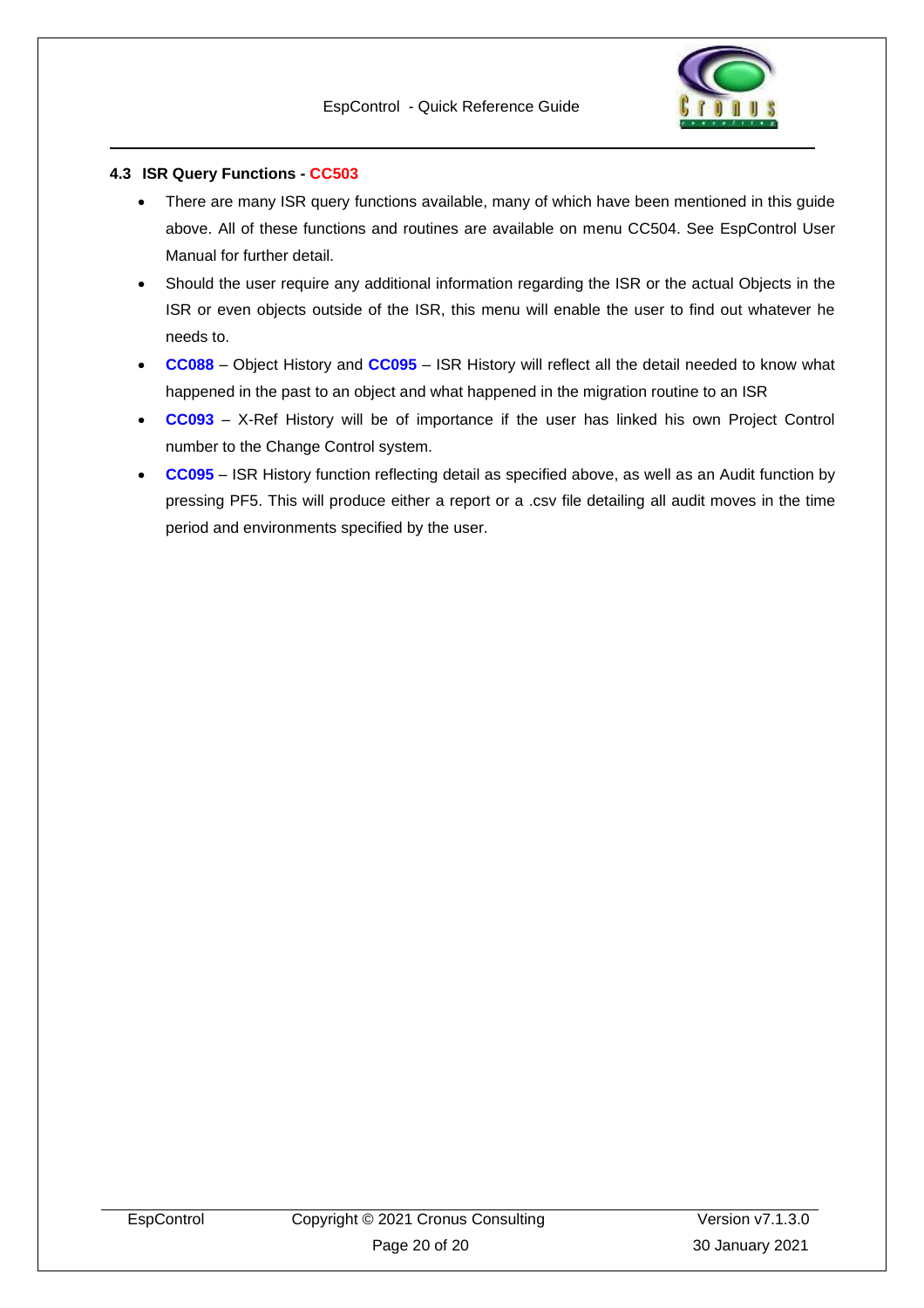### 4.3 ISR Query Functions - CC503

- There are many ISR query functions available, many of which have been mentioned in this guide above. All of these functions and routines are available on menu CC504. See EspControl User Manual for further detail.
- Should the user require any additional information regarding the ISR or the actual Objects in the ISR or even objects outside of the ISR, this menu will enable the user to find out whatever he needs to.
- **CC088** – Object History and **CC095** – ISR History will reflect all the detail needed to know what happened in the past to an object and what happened in the migration routine to an ISR
- **CC093** – X-Ref History will be of importance if the user has linked his own Project Control number to the Change Control system.
- **CC095** – ISR History function reflecting detail as specified above, as well as an Audit function by pressing PF5. This will produce either a report or a .csv file detailing all audit moves in the time period and environments specified by the user.